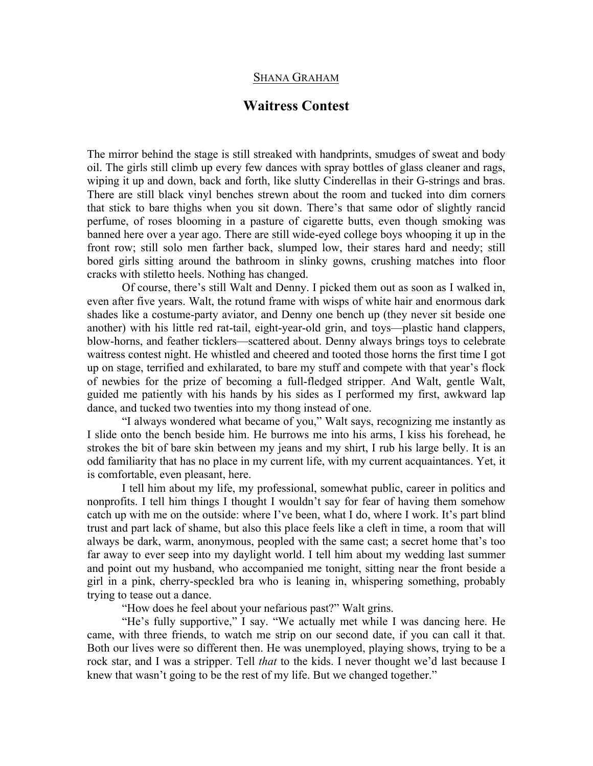Shana Graham

# Waitress Contest

The mirror behind the stage is still streaked with handprints, smudges of sweat and body oil. The girls still climb up every few dances with spray bottles of glass cleaner and rags, wiping it up and down, back and forth, like slutty Cinderellas in their G-strings and bras. There are still black vinyl benches strewn about the room and tucked into dim corners that stick to bare thighs when you sit down. There's that same odor of slightly rancid perfume, of roses blooming in a pasture of cigarette butts, even though smoking was banned here over a year ago. There are still wide-eyed college boys whooping it up in the front row; still solo men farther back, slumped low, their stares hard and needy; still bored girls sitting around the bathroom in slinky gowns, crushing matches into floor cracks with stiletto heels. Nothing has changed.

Of course, there's still Walt and Denny. I picked them out as soon as I walked in, even after five years. Walt, the rotund frame with wisps of white hair and enormous dark shades like a costume-party aviator, and Denny one bench up (they never sit beside one another) with his little red rat-tail, eight-year-old grin, and toys—plastic hand clappers, blow-horns, and feather ticklers—scattered about. Denny always brings toys to celebrate waitress contest night. He whistled and cheered and tooted those horns the first time I got up on stage, terrified and exhilarated, to bare my stuff and compete with that year's flock of newbies for the prize of becoming a full-fledged stripper. And Walt, gentle Walt, guided me patiently with his hands by his sides as I performed my first, awkward lap dance, and tucked two twenties into my thong instead of one.

"I always wondered what became of you," Walt says, recognizing me instantly as I slide onto the bench beside him. He burrows me into his arms, I kiss his forehead, he strokes the bit of bare skin between my jeans and my shirt, I rub his large belly. It is an odd familiarity that has no place in my current life, with my current acquaintances. Yet, it is comfortable, even pleasant, here.

I tell him about my life, my professional, somewhat public, career in politics and nonprofits. I tell him things I thought I wouldn't say for fear of having them somehow catch up with me on the outside: where I've been, what I do, where I work. It's part blind trust and part lack of shame, but also this place feels like a cleft in time, a room that will always be dark, warm, anonymous, peopled with the same cast; a secret home that's too far away to ever seep into my daylight world. I tell him about my wedding last summer and point out my husband, who accompanied me tonight, sitting near the front beside a girl in a pink, cherry-speckled bra who is leaning in, whispering something, probably trying to tease out a dance.

"How does he feel about your nefarious past?" Walt grins.

"He's fully supportive," I say. "We actually met while I was dancing here. He came, with three friends, to watch me strip on our second date, if you can call it that. Both our lives were so different then. He was unemployed, playing shows, trying to be a rock star, and I was a stripper. Tell *that* to the kids. I never thought we'd last because I knew that wasn't going to be the rest of my life. But we changed together."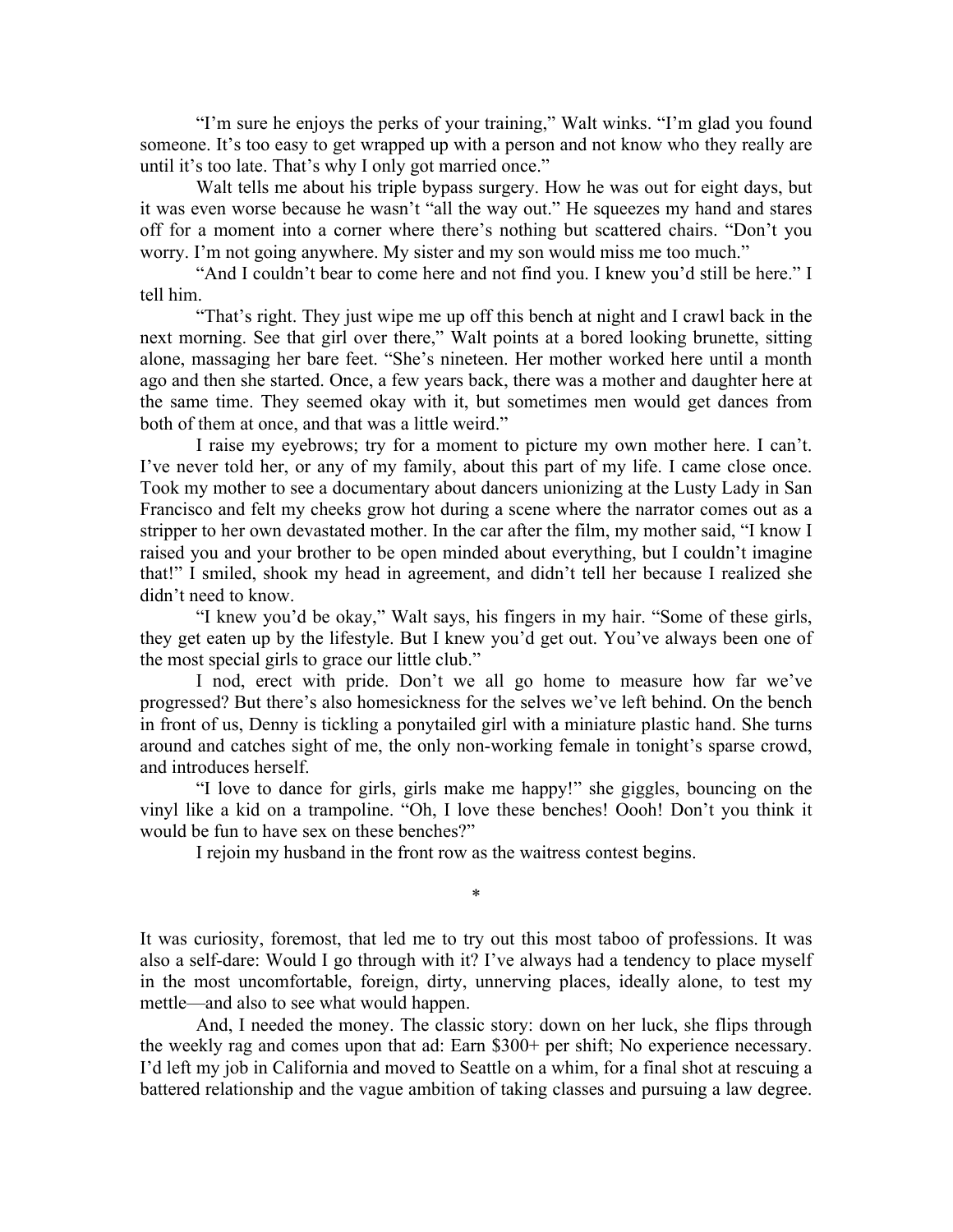"I'm sure he enjoys the perks of your training," Walt winks. "I'm glad you found someone. It's too easy to get wrapped up with a person and not know who they really are until it's too late. That's why I only got married once."

Walt tells me about his triple bypass surgery. How he was out for eight days, but it was even worse because he wasn't "all the way out." He squeezes my hand and stares off for a moment into a corner where there's nothing but scattered chairs. "Don't you worry. I'm not going anywhere. My sister and my son would miss me too much."

"And I couldn't bear to come here and not find you. I knew you'd still be here." I tell him.

"That's right. They just wipe me up off this bench at night and I crawl back in the next morning. See that girl over there," Walt points at a bored looking brunette, sitting alone, massaging her bare feet. "She's nineteen. Her mother worked here until a month ago and then she started. Once, a few years back, there was a mother and daughter here at the same time. They seemed okay with it, but sometimes men would get dances from both of them at once, and that was a little weird."

I raise my eyebrows; try for a moment to picture my own mother here. I can't. I've never told her, or any of my family, about this part of my life. I came close once. Took my mother to see a documentary about dancers unionizing at the Lusty Lady in San Francisco and felt my cheeks grow hot during a scene where the narrator comes out as a stripper to her own devastated mother. In the car after the film, my mother said, "I know I raised you and your brother to be open minded about everything, but I couldn't imagine that!" I smiled, shook my head in agreement, and didn't tell her because I realized she didn't need to know.

"I knew you'd be okay," Walt says, his fingers in my hair. "Some of these girls, they get eaten up by the lifestyle. But I knew you'd get out. You've always been one of the most special girls to grace our little club."

I nod, erect with pride. Don't we all go home to measure how far we've progressed? But there's also homesickness for the selves we've left behind. On the bench in front of us, Denny is tickling a ponytailed girl with a miniature plastic hand. She turns around and catches sight of me, the only non-working female in tonight's sparse crowd, and introduces herself.

"I love to dance for girls, girls make me happy!" she giggles, bouncing on the vinyl like a kid on a trampoline. "Oh, I love these benches! Oooh! Don't you think it would be fun to have sex on these benches?"

I rejoin my husband in the front row as the waitress contest begins.

*

It was curiosity, foremost, that led me to try out this most taboo of professions. It was also a self-dare: Would I go through with it? I've always had a tendency to place myself in the most uncomfortable, foreign, dirty, unnerving places, ideally alone, to test my mettle—and also to see what would happen.

And, I needed the money. The classic story: down on her luck, she flips through the weekly rag and comes upon that ad: Earn $300+ per shift; No experience necessary. I'd left my job in California and moved to Seattle on a whim, for a final shot at rescuing a battered relationship and the vague ambition of taking classes and pursuing a law degree.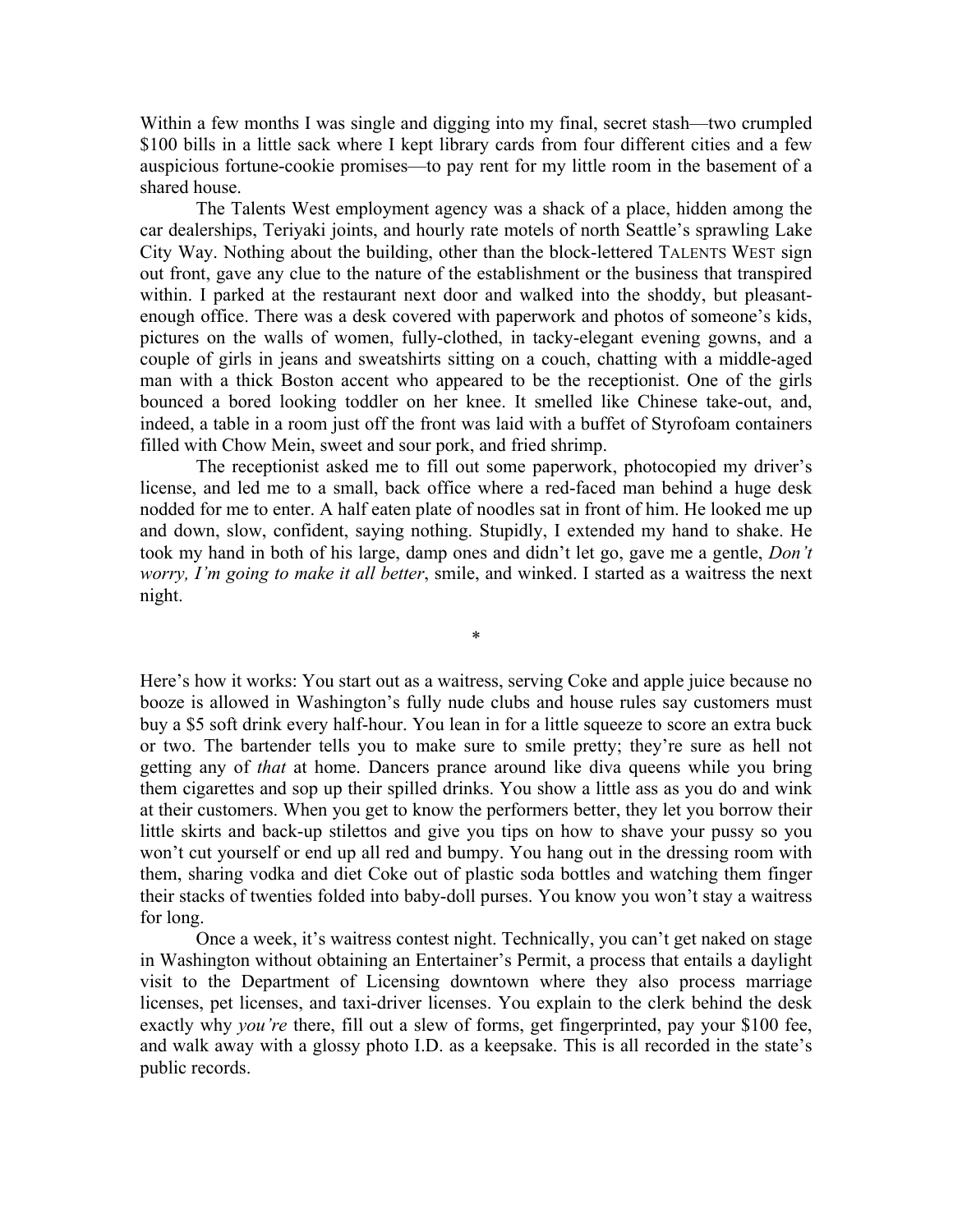Within a few months I was single and digging into my final, secret stash—two crumpled $100 bills in a little sack where I kept library cards from four different cities and a few auspicious fortune-cookie promises—to pay rent for my little room in the basement of a shared house.

The Talents West employment agency was a shack of a place, hidden among the car dealerships, Teriyaki joints, and hourly rate motels of north Seattle's sprawling Lake City Way. Nothing about the building, other than the block-lettered TALENTS WEST sign out front, gave any clue to the nature of the establishment or the business that transpired within. I parked at the restaurant next door and walked into the shoddy, but pleasant-enough office. There was a desk covered with paperwork and photos of someone's kids, pictures on the walls of women, fully-clothed, in tacky-elegant evening gowns, and a couple of girls in jeans and sweatshirts sitting on a couch, chatting with a middle-aged man with a thick Boston accent who appeared to be the receptionist. One of the girls bounced a bored looking toddler on her knee. It smelled like Chinese take-out, and, indeed, a table in a room just off the front was laid with a buffet of Styrofoam containers filled with Chow Mein, sweet and sour pork, and fried shrimp.

The receptionist asked me to fill out some paperwork, photocopied my driver's license, and led me to a small, back office where a red-faced man behind a huge desk nodded for me to enter. A half eaten plate of noodles sat in front of him. He looked me up and down, slow, confident, saying nothing. Stupidly, I extended my hand to shake. He took my hand in both of his large, damp ones and didn't let go, gave me a gentle, *Don't worry, I'm going to make it all better*, smile, and winked. I started as a waitress the next night.

*

Here's how it works: You start out as a waitress, serving Coke and apple juice because no booze is allowed in Washington's fully nude clubs and house rules say customers must buy a $5 soft drink every half-hour. You lean in for a little squeeze to score an extra buck or two. The bartender tells you to make sure to smile pretty; they're sure as hell not getting any of *that* at home. Dancers prance around like diva queens while you bring them cigarettes and sop up their spilled drinks. You show a little ass as you do and wink at their customers. When you get to know the performers better, they let you borrow their little skirts and back-up stilettos and give you tips on how to shave your pussy so you won't cut yourself or end up all red and bumpy. You hang out in the dressing room with them, sharing vodka and diet Coke out of plastic soda bottles and watching them finger their stacks of twenties folded into baby-doll purses. You know you won't stay a waitress for long.

Once a week, it's waitress contest night. Technically, you can't get naked on stage in Washington without obtaining an Entertainer's Permit, a process that entails a daylight visit to the Department of Licensing downtown where they also process marriage licenses, pet licenses, and taxi-driver licenses. You explain to the clerk behind the desk exactly why *you're* there, fill out a slew of forms, get fingerprinted, pay your $100 fee, and walk away with a glossy photo I.D. as a keepsake. This is all recorded in the state's public records.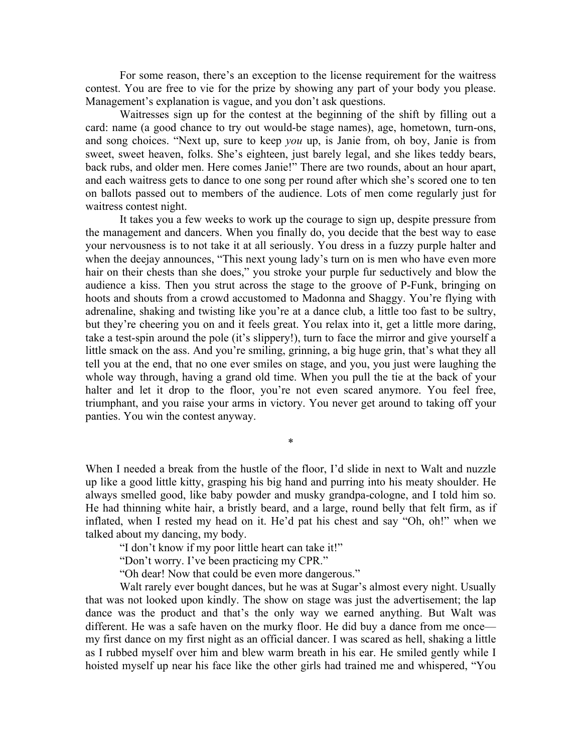For some reason, there's an exception to the license requirement for the waitress contest. You are free to vie for the prize by showing any part of your body you please. Management's explanation is vague, and you don't ask questions.

Waitresses sign up for the contest at the beginning of the shift by filling out a card: name (a good chance to try out would-be stage names), age, hometown, turn-ons, and song choices. "Next up, sure to keep *you* up, is Janie from, oh boy, Janie is from sweet, sweet heaven, folks. She's eighteen, just barely legal, and she likes teddy bears, back rubs, and older men. Here comes Janie!" There are two rounds, about an hour apart, and each waitress gets to dance to one song per round after which she's scored one to ten on ballots passed out to members of the audience. Lots of men come regularly just for waitress contest night.

It takes you a few weeks to work up the courage to sign up, despite pressure from the management and dancers. When you finally do, you decide that the best way to ease your nervousness is to not take it at all seriously. You dress in a fuzzy purple halter and when the deejay announces, "This next young lady's turn on is men who have even more hair on their chests than she does," you stroke your purple fur seductively and blow the audience a kiss. Then you strut across the stage to the groove of P-Funk, bringing on hoots and shouts from a crowd accustomed to Madonna and Shaggy. You're flying with adrenaline, shaking and twisting like you're at a dance club, a little too fast to be sultry, but they're cheering you on and it feels great. You relax into it, get a little more daring, take a test-spin around the pole (it's slippery!), turn to face the mirror and give yourself a little smack on the ass. And you're smiling, grinning, a big huge grin, that's what they all tell you at the end, that no one ever smiles on stage, and you, you just were laughing the whole way through, having a grand old time. When you pull the tie at the back of your halter and let it drop to the floor, you're not even scared anymore. You feel free, triumphant, and you raise your arms in victory. You never get around to taking off your panties. You win the contest anyway.

*

When I needed a break from the hustle of the floor, I'd slide in next to Walt and nuzzle up like a good little kitty, grasping his big hand and purring into his meaty shoulder. He always smelled good, like baby powder and musky grandpa-cologne, and I told him so. He had thinning white hair, a bristly beard, and a large, round belly that felt firm, as if inflated, when I rested my head on it. He'd pat his chest and say "Oh, oh!" when we talked about my dancing, my body.

"I don't know if my poor little heart can take it!"

"Don't worry. I've been practicing my CPR."

"Oh dear! Now that could be even more dangerous."

Walt rarely ever bought dances, but he was at Sugar's almost every night. Usually that was not looked upon kindly. The show on stage was just the advertisement; the lap dance was the product and that's the only way we earned anything. But Walt was different. He was a safe haven on the murky floor. He did buy a dance from me once—my first dance on my first night as an official dancer. I was scared as hell, shaking a little as I rubbed myself over him and blew warm breath in his ear. He smiled gently while I hoisted myself up near his face like the other girls had trained me and whispered, "You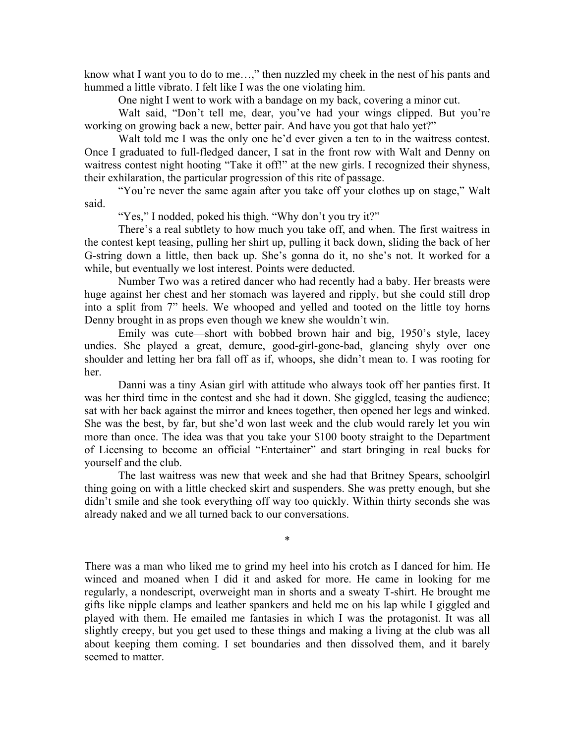know what I want you to do to me…," then nuzzled my cheek in the nest of his pants and hummed a little vibrato. I felt like I was the one violating him.

One night I went to work with a bandage on my back, covering a minor cut.

Walt said, "Don't tell me, dear, you've had your wings clipped. But you're working on growing back a new, better pair. And have you got that halo yet?"

Walt told me I was the only one he'd ever given a ten to in the waitress contest. Once I graduated to full-fledged dancer, I sat in the front row with Walt and Denny on waitress contest night hooting "Take it off!" at the new girls. I recognized their shyness, their exhilaration, the particular progression of this rite of passage.

"You're never the same again after you take off your clothes up on stage," Walt said.

"Yes," I nodded, poked his thigh. "Why don't you try it?"

There's a real subtlety to how much you take off, and when. The first waitress in the contest kept teasing, pulling her shirt up, pulling it back down, sliding the back of her G-string down a little, then back up. She's gonna do it, no she's not. It worked for a while, but eventually we lost interest. Points were deducted.

Number Two was a retired dancer who had recently had a baby. Her breasts were huge against her chest and her stomach was layered and ripply, but she could still drop into a split from 7" heels. We whooped and yelled and tooted on the little toy horns Denny brought in as props even though we knew she wouldn't win.

Emily was cute—short with bobbed brown hair and big, 1950's style, lacey undies. She played a great, demure, good-girl-gone-bad, glancing shyly over one shoulder and letting her bra fall off as if, whoops, she didn't mean to. I was rooting for her.

Danni was a tiny Asian girl with attitude who always took off her panties first. It was her third time in the contest and she had it down. She giggled, teasing the audience; sat with her back against the mirror and knees together, then opened her legs and winked. She was the best, by far, but she'd won last week and the club would rarely let you win more than once. The idea was that you take your $100 booty straight to the Department of Licensing to become an official "Entertainer" and start bringing in real bucks for yourself and the club.

The last waitress was new that week and she had that Britney Spears, schoolgirl thing going on with a little checked skirt and suspenders. She was pretty enough, but she didn't smile and she took everything off way too quickly. Within thirty seconds she was already naked and we all turned back to our conversations.

*

There was a man who liked me to grind my heel into his crotch as I danced for him. He winced and moaned when I did it and asked for more. He came in looking for me regularly, a nondescript, overweight man in shorts and a sweaty T-shirt. He brought me gifts like nipple clamps and leather spankers and held me on his lap while I giggled and played with them. He emailed me fantasies in which I was the protagonist. It was all slightly creepy, but you get used to these things and making a living at the club was all about keeping them coming. I set boundaries and then dissolved them, and it barely seemed to matter.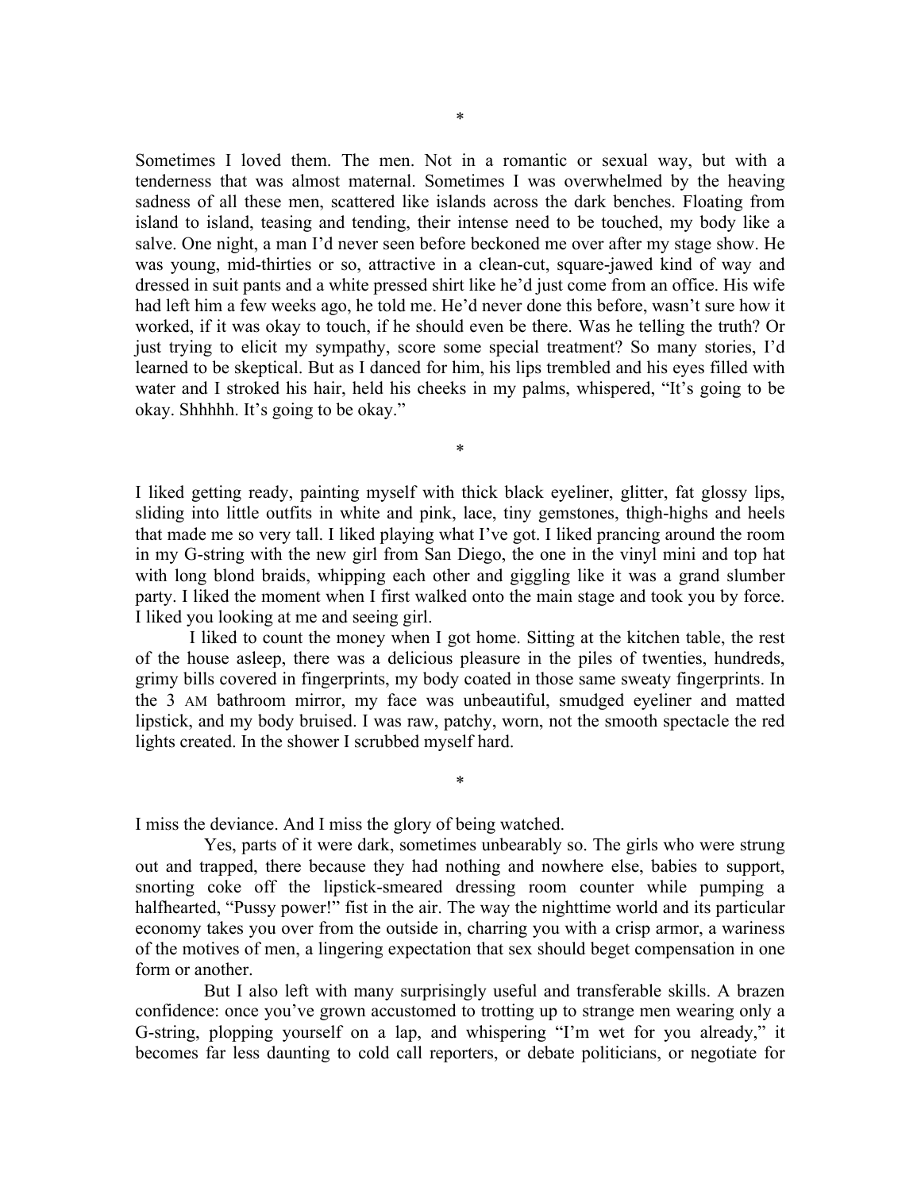*

Sometimes I loved them. The men. Not in a romantic or sexual way, but with a tenderness that was almost maternal. Sometimes I was overwhelmed by the heaving sadness of all these men, scattered like islands across the dark benches. Floating from island to island, teasing and tending, their intense need to be touched, my body like a salve. One night, a man I'd never seen before beckoned me over after my stage show. He was young, mid-thirties or so, attractive in a clean-cut, square-jawed kind of way and dressed in suit pants and a white pressed shirt like he'd just come from an office. His wife had left him a few weeks ago, he told me. He'd never done this before, wasn't sure how it worked, if it was okay to touch, if he should even be there. Was he telling the truth? Or just trying to elicit my sympathy, score some special treatment? So many stories, I'd learned to be skeptical. But as I danced for him, his lips trembled and his eyes filled with water and I stroked his hair, held his cheeks in my palms, whispered, "It's going to be okay. Shhhhh. It's going to be okay."

*

I liked getting ready, painting myself with thick black eyeliner, glitter, fat glossy lips, sliding into little outfits in white and pink, lace, tiny gemstones, thigh-highs and heels that made me so very tall. I liked playing what I've got. I liked prancing around the room in my G-string with the new girl from San Diego, the one in the vinyl mini and top hat with long blond braids, whipping each other and giggling like it was a grand slumber party. I liked the moment when I first walked onto the main stage and took you by force. I liked you looking at me and seeing girl.

I liked to count the money when I got home. Sitting at the kitchen table, the rest of the house asleep, there was a delicious pleasure in the piles of twenties, hundreds, grimy bills covered in fingerprints, my body coated in those same sweaty fingerprints. In the 3 AM bathroom mirror, my face was unbeautiful, smudged eyeliner and matted lipstick, and my body bruised. I was raw, patchy, worn, not the smooth spectacle the red lights created. In the shower I scrubbed myself hard.

*

I miss the deviance. And I miss the glory of being watched.

Yes, parts of it were dark, sometimes unbearably so. The girls who were strung out and trapped, there because they had nothing and nowhere else, babies to support, snorting coke off the lipstick-smeared dressing room counter while pumping a halfhearted, "Pussy power!" fist in the air. The way the nighttime world and its particular economy takes you over from the outside in, charring you with a crisp armor, a wariness of the motives of men, a lingering expectation that sex should beget compensation in one form or another.

But I also left with many surprisingly useful and transferable skills. A brazen confidence: once you've grown accustomed to trotting up to strange men wearing only a G-string, plopping yourself on a lap, and whispering "I'm wet for you already," it becomes far less daunting to cold call reporters, or debate politicians, or negotiate for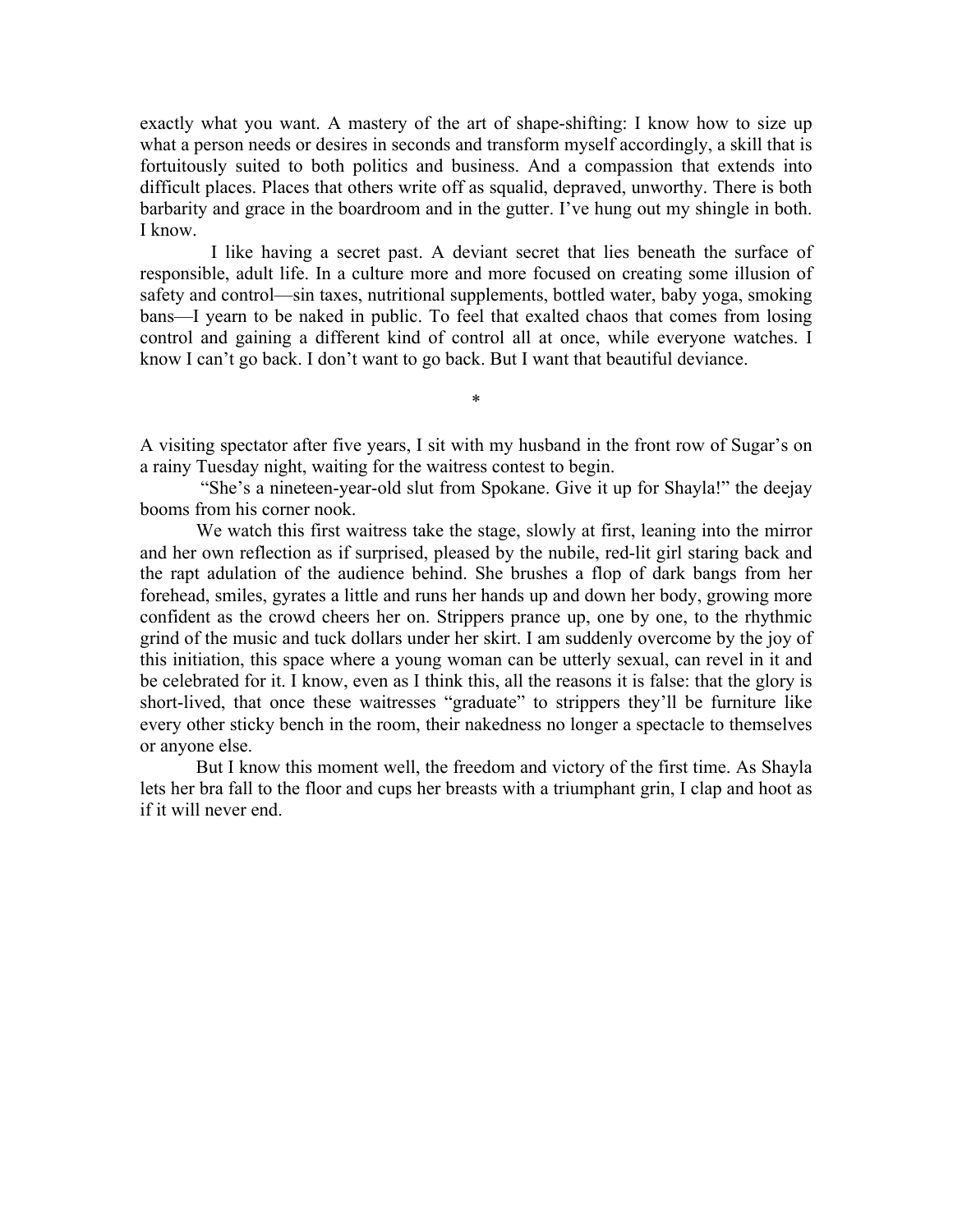exactly what you want. A mastery of the art of shape-shifting: I know how to size up what a person needs or desires in seconds and transform myself accordingly, a skill that is fortuitously suited to both politics and business. And a compassion that extends into difficult places. Places that others write off as squalid, depraved, unworthy. There is both barbarity and grace in the boardroom and in the gutter. I've hung out my shingle in both. I know.

I like having a secret past. A deviant secret that lies beneath the surface of responsible, adult life. In a culture more and more focused on creating some illusion of safety and control—sin taxes, nutritional supplements, bottled water, baby yoga, smoking bans—I yearn to be naked in public. To feel that exalted chaos that comes from losing control and gaining a different kind of control all at once, while everyone watches. I know I can't go back. I don't want to go back. But I want that beautiful deviance.

*

A visiting spectator after five years, I sit with my husband in the front row of Sugar's on a rainy Tuesday night, waiting for the waitress contest to begin.

"She's a nineteen-year-old slut from Spokane. Give it up for Shayla!" the deejay booms from his corner nook.

We watch this first waitress take the stage, slowly at first, leaning into the mirror and her own reflection as if surprised, pleased by the nubile, red-lit girl staring back and the rapt adulation of the audience behind. She brushes a flop of dark bangs from her forehead, smiles, gyrates a little and runs her hands up and down her body, growing more confident as the crowd cheers her on. Strippers prance up, one by one, to the rhythmic grind of the music and tuck dollars under her skirt. I am suddenly overcome by the joy of this initiation, this space where a young woman can be utterly sexual, can revel in it and be celebrated for it. I know, even as I think this, all the reasons it is false: that the glory is short-lived, that once these waitresses "graduate" to strippers they'll be furniture like every other sticky bench in the room, their nakedness no longer a spectacle to themselves or anyone else.

But I know this moment well, the freedom and victory of the first time. As Shayla lets her bra fall to the floor and cups her breasts with a triumphant grin, I clap and hoot as if it will never end.